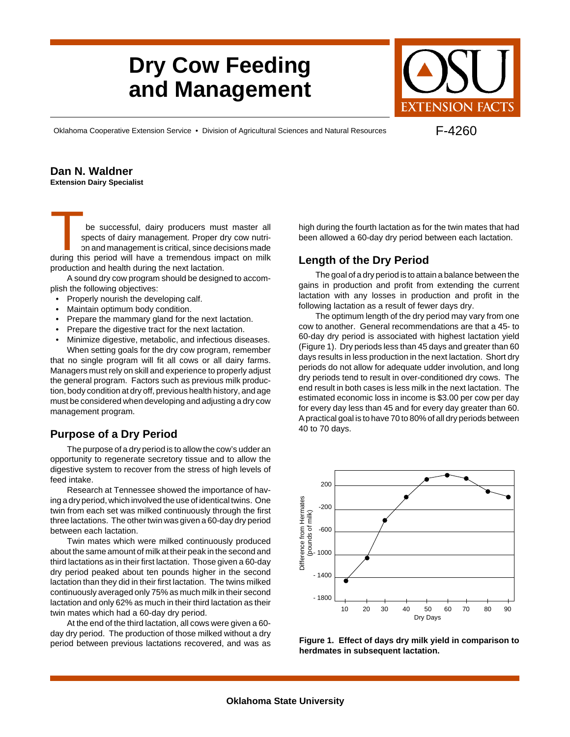# Dry Cow Feeding and Management

Oklahoma Cooperative Extension Service • Division of Agricultural Sciences and Natural Resources

F-4260

**Dan N. Waldner**
**Extension Dairy Specialist**

To be successful, dairy producers must master all aspects of dairy management. Proper dry cow nutrition and management is critical, since decisions made during this period will have a tremendous impact on milk production and health during the next lactation.

A sound dry cow program should be designed to accomplish the following objectives:

- Properly nourish the developing calf.
- Maintain optimum body condition.
- Prepare the mammary gland for the next lactation.
- Prepare the digestive tract for the next lactation.
- Minimize digestive, metabolic, and infectious diseases.

When setting goals for the dry cow program, remember that no single program will fit all cows or all dairy farms. Managers must rely on skill and experience to properly adjust the general program. Factors such as previous milk production, body condition at dry off, previous health history, and age must be considered when developing and adjusting a dry cow management program.

## Purpose of a Dry Period

The purpose of a dry period is to allow the cow's udder an opportunity to regenerate secretory tissue and to allow the digestive system to recover from the stress of high levels of feed intake.

Research at Tennessee showed the importance of having a dry period, which involved the use of identical twins. One twin from each set was milked continuously through the first three lactations. The other twin was given a 60-day dry period between each lactation.

Twin mates which were milked continuously produced about the same amount of milk at their peak in the second and third lactations as in their first lactation. Those given a 60-day dry period peaked about ten pounds higher in the second lactation than they did in their first lactation. The twins milked continuously averaged only 75% as much milk in their second lactation and only 62% as much in their third lactation as their twin mates which had a 60-day dry period.

At the end of the third lactation, all cows were given a 60-day dry period. The production of those milked without a dry period between previous lactations recovered, and was as high during the fourth lactation as for the twin mates that had been allowed a 60-day dry period between each lactation.

## Length of the Dry Period

The goal of a dry period is to attain a balance between the gains in production and profit from extending the current lactation with any losses in production and profit in the following lactation as a result of fewer days dry.

The optimum length of the dry period may vary from one cow to another. General recommendations are that a 45- to 60-day dry period is associated with highest lactation yield (Figure 1). Dry periods less than 45 days and greater than 60 days results in less production in the next lactation. Short dry periods do not allow for adequate udder involution, and long dry periods tend to result in over-conditioned dry cows. The end result in both cases is less milk in the next lactation. The estimated economic loss in income is $3.00 per cow per day for every day less than 45 and for every day greater than 60. A practical goal is to have 70 to 80% of all dry periods between 40 to 70 days.

**Figure 1. Effect of days dry milk yield in comparison to herdmates in subsequent lactation.**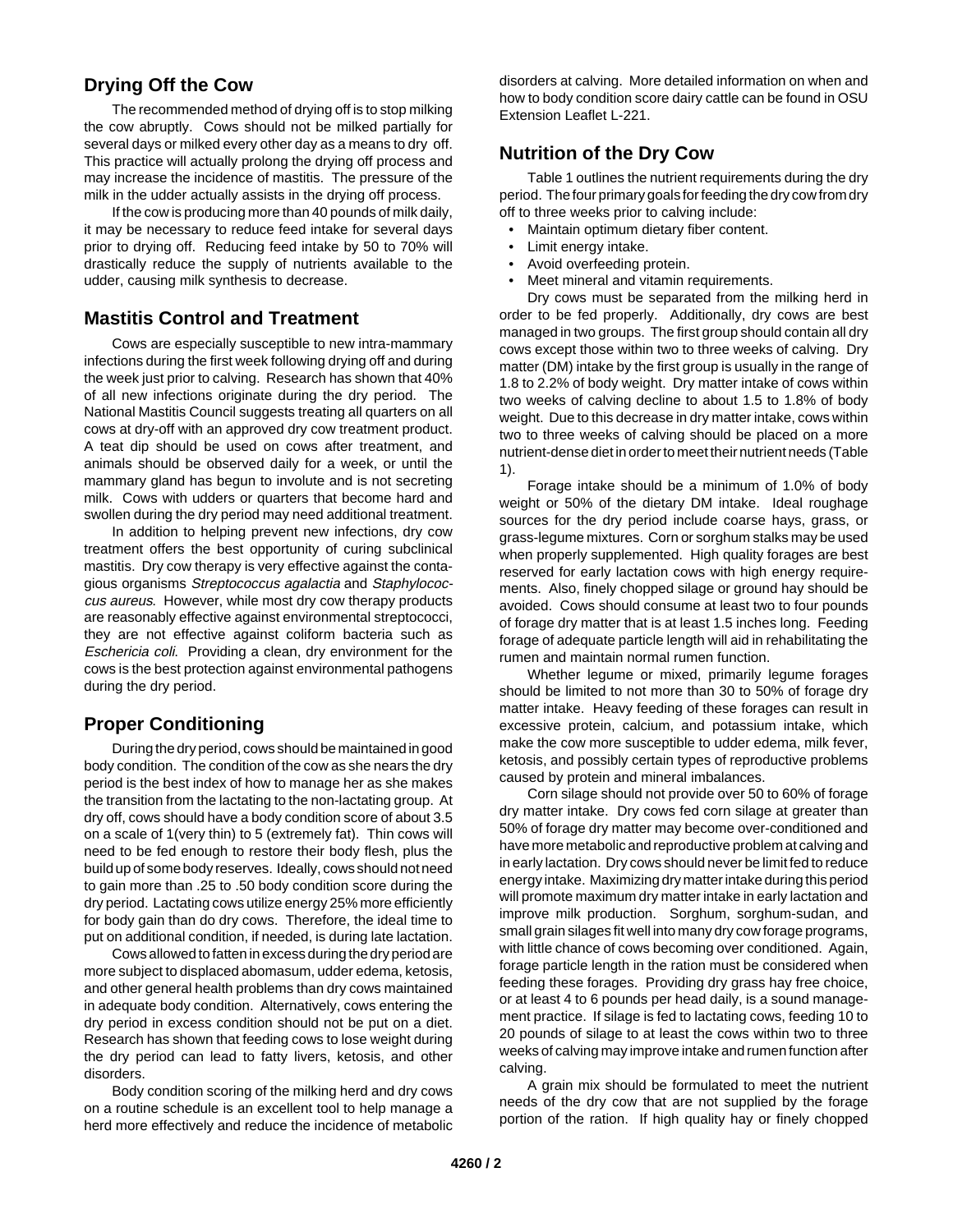## Drying Off the Cow

The recommended method of drying off is to stop milking the cow abruptly. Cows should not be milked partially for several days or milked every other day as a means to dry off. This practice will actually prolong the drying off process and may increase the incidence of mastitis. The pressure of the milk in the udder actually assists in the drying off process.

If the cow is producing more than 40 pounds of milk daily, it may be necessary to reduce feed intake for several days prior to drying off. Reducing feed intake by 50 to 70% will drastically reduce the supply of nutrients available to the udder, causing milk synthesis to decrease.

## Mastitis Control and Treatment

Cows are especially susceptible to new intra-mammary infections during the first week following drying off and during the week just prior to calving. Research has shown that 40% of all new infections originate during the dry period. The National Mastitis Council suggests treating all quarters on all cows at dry-off with an approved dry cow treatment product. A teat dip should be used on cows after treatment, and animals should be observed daily for a week, or until the mammary gland has begun to involute and is not secreting milk. Cows with udders or quarters that become hard and swollen during the dry period may need additional treatment.

In addition to helping prevent new infections, dry cow treatment offers the best opportunity of curing subclinical mastitis. Dry cow therapy is very effective against the contagious organisms *Streptococcus agalactia* and *Staphylococcus aureus*. However, while most dry cow therapy products are reasonably effective against environmental streptococci, they are not effective against coliform bacteria such as *Eschericia coli*. Providing a clean, dry environment for the cows is the best protection against environmental pathogens during the dry period.

## Proper Conditioning

During the dry period, cows should be maintained in good body condition. The condition of the cow as she nears the dry period is the best index of how to manage her as she makes the transition from the lactating to the non-lactating group. At dry off, cows should have a body condition score of about 3.5 on a scale of 1(very thin) to 5 (extremely fat). Thin cows will need to be fed enough to restore their body flesh, plus the build up of some body reserves. Ideally, cows should not need to gain more than .25 to .50 body condition score during the dry period. Lactating cows utilize energy 25% more efficiently for body gain than do dry cows. Therefore, the ideal time to put on additional condition, if needed, is during late lactation.

Cows allowed to fatten in excess during the dry period are more subject to displaced abomasum, udder edema, ketosis, and other general health problems than dry cows maintained in adequate body condition. Alternatively, cows entering the dry period in excess condition should not be put on a diet. Research has shown that feeding cows to lose weight during the dry period can lead to fatty livers, ketosis, and other disorders.

Body condition scoring of the milking herd and dry cows on a routine schedule is an excellent tool to help manage a herd more effectively and reduce the incidence of metabolic disorders at calving. More detailed information on when and how to body condition score dairy cattle can be found in OSU Extension Leaflet L-221.

## Nutrition of the Dry Cow

Table 1 outlines the nutrient requirements during the dry period. The four primary goals for feeding the dry cow from dry off to three weeks prior to calving include:

- Maintain optimum dietary fiber content.
- Limit energy intake.
- Avoid overfeeding protein.
- Meet mineral and vitamin requirements.

Dry cows must be separated from the milking herd in order to be fed properly. Additionally, dry cows are best managed in two groups. The first group should contain all dry cows except those within two to three weeks of calving. Dry matter (DM) intake by the first group is usually in the range of 1.8 to 2.2% of body weight. Dry matter intake of cows within two weeks of calving decline to about 1.5 to 1.8% of body weight. Due to this decrease in dry matter intake, cows within two to three weeks of calving should be placed on a more nutrient-dense diet in order to meet their nutrient needs (Table 1).

Forage intake should be a minimum of 1.0% of body weight or 50% of the dietary DM intake. Ideal roughage sources for the dry period include coarse hays, grass, or grass-legume mixtures. Corn or sorghum stalks may be used when properly supplemented. High quality forages are best reserved for early lactation cows with high energy requirements. Also, finely chopped silage or ground hay should be avoided. Cows should consume at least two to four pounds of forage dry matter that is at least 1.5 inches long. Feeding forage of adequate particle length will aid in rehabilitating the rumen and maintain normal rumen function.

Whether legume or mixed, primarily legume forages should be limited to not more than 30 to 50% of forage dry matter intake. Heavy feeding of these forages can result in excessive protein, calcium, and potassium intake, which make the cow more susceptible to udder edema, milk fever, ketosis, and possibly certain types of reproductive problems caused by protein and mineral imbalances.

Corn silage should not provide over 50 to 60% of forage dry matter intake. Dry cows fed corn silage at greater than 50% of forage dry matter may become over-conditioned and have more metabolic and reproductive problem at calving and in early lactation. Dry cows should never be limit fed to reduce energy intake. Maximizing dry matter intake during this period will promote maximum dry matter intake in early lactation and improve milk production. Sorghum, sorghum-sudan, and small grain silages fit well into many dry cow forage programs, with little chance of cows becoming over conditioned. Again, forage particle length in the ration must be considered when feeding these forages. Providing dry grass hay free choice, or at least 4 to 6 pounds per head daily, is a sound management practice. If silage is fed to lactating cows, feeding 10 to 20 pounds of silage to at least the cows within two to three weeks of calving may improve intake and rumen function after calving.

A grain mix should be formulated to meet the nutrient needs of the dry cow that are not supplied by the forage portion of the ration. If high quality hay or finely chopped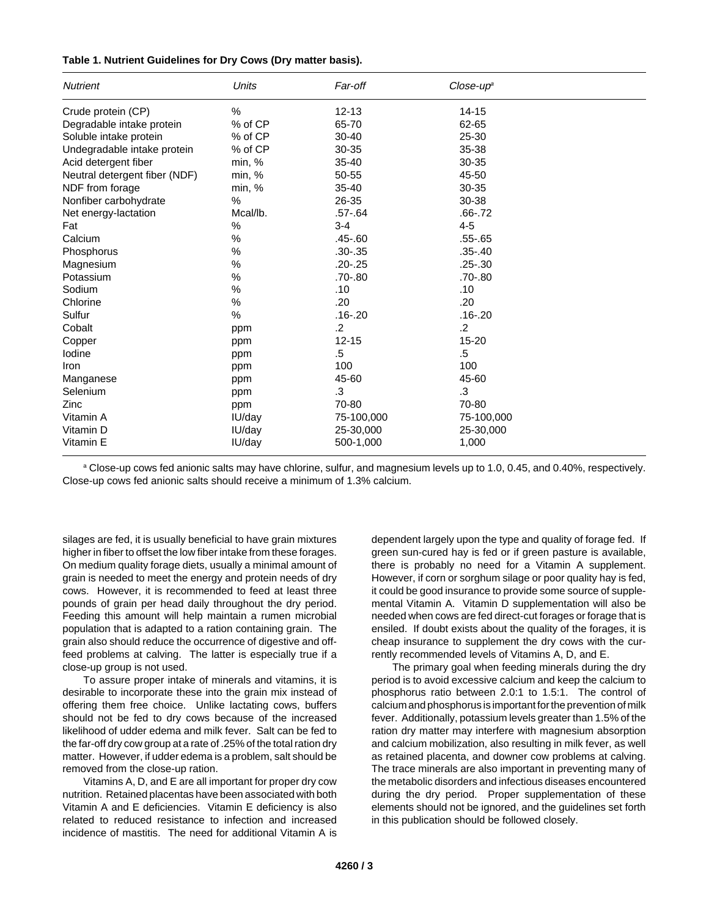**Table 1. Nutrient Guidelines for Dry Cows (Dry matter basis).**

| *Nutrient* | *Units* | *Far-off* | *Close-up*[a] |
|---|---|---|---|
| Crude protein (CP) | % | 12-13 | 14-15 |
| Degradable intake protein | % of CP | 65-70 | 62-65 |
| Soluble intake protein | % of CP | 30-40 | 25-30 |
| Undegradable intake protein | % of CP | 30-35 | 35-38 |
| Acid detergent fiber | min, % | 35-40 | 30-35 |
| Neutral detergent fiber (NDF) | min, % | 50-55 | 45-50 |
| NDF from forage | min, % | 35-40 | 30-35 |
| Nonfiber carbohydrate | % | 26-35 | 30-38 |
| Net energy-lactation | Mcal/lb. | .57-.64 | .66-.72 |
| Fat | % | 3-4 | 4-5 |
| Calcium | % | .45-.60 | .55-.65 |
| Phosphorus | % | .30-.35 | .35-.40 |
| Magnesium | % | .20-.25 | .25-.30 |
| Potassium | % | .70-.80 | .70-.80 |
| Sodium | % | .10 | .10 |
| Chlorine | % | .20 | .20 |
| Sulfur | % | .16-.20 | .16-.20 |
| Cobalt | ppm | .2 | .2 |
| Copper | ppm | 12-15 | 15-20 |
| Iodine | ppm | .5 | .5 |
| Iron | ppm | 100 | 100 |
| Manganese | ppm | 45-60 | 45-60 |
| Selenium | ppm | .3 | .3 |
| Zinc | ppm | 70-80 | 70-80 |
| Vitamin A | IU/day | 75-100,000 | 75-100,000 |
| Vitamin D | IU/day | 25-30,000 | 25-30,000 |
| Vitamin E | IU/day | 500-1,000 | 1,000 |

[a] Close-up cows fed anionic salts may have chlorine, sulfur, and magnesium levels up to 1.0, 0.45, and 0.40%, respectively. Close-up cows fed anionic salts should receive a minimum of 1.3% calcium.

silages are fed, it is usually beneficial to have grain mixtures higher in fiber to offset the low fiber intake from these forages. On medium quality forage diets, usually a minimal amount of grain is needed to meet the energy and protein needs of dry cows. However, it is recommended to feed at least three pounds of grain per head daily throughout the dry period. Feeding this amount will help maintain a rumen microbial population that is adapted to a ration containing grain. The grain also should reduce the occurrence of digestive and off-feed problems at calving. The latter is especially true if a close-up group is not used.

To assure proper intake of minerals and vitamins, it is desirable to incorporate these into the grain mix instead of offering them free choice. Unlike lactating cows, buffers should not be fed to dry cows because of the increased likelihood of udder edema and milk fever. Salt can be fed to the far-off dry cow group at a rate of .25% of the total ration dry matter. However, if udder edema is a problem, salt should be removed from the close-up ration.

Vitamins A, D, and E are all important for proper dry cow nutrition. Retained placentas have been associated with both Vitamin A and E deficiencies. Vitamin E deficiency is also related to reduced resistance to infection and increased incidence of mastitis. The need for additional Vitamin A is dependent largely upon the type and quality of forage fed. If green sun-cured hay is fed or if green pasture is available, there is probably no need for a Vitamin A supplement. However, if corn or sorghum silage or poor quality hay is fed, it could be good insurance to provide some source of supplemental Vitamin A. Vitamin D supplementation will also be needed when cows are fed direct-cut forages or forage that is ensiled. If doubt exists about the quality of the forages, it is cheap insurance to supplement the dry cows with the currently recommended levels of Vitamins A, D, and E.

The primary goal when feeding minerals during the dry period is to avoid excessive calcium and keep the calcium to phosphorus ratio between 2.0:1 to 1.5:1. The control of calcium and phosphorus is important for the prevention of milk fever. Additionally, potassium levels greater than 1.5% of the ration dry matter may interfere with magnesium absorption and calcium mobilization, also resulting in milk fever, as well as retained placenta, and downer cow problems at calving. The trace minerals are also important in preventing many of the metabolic disorders and infectious diseases encountered during the dry period. Proper supplementation of these elements should not be ignored, and the guidelines set forth in this publication should be followed closely.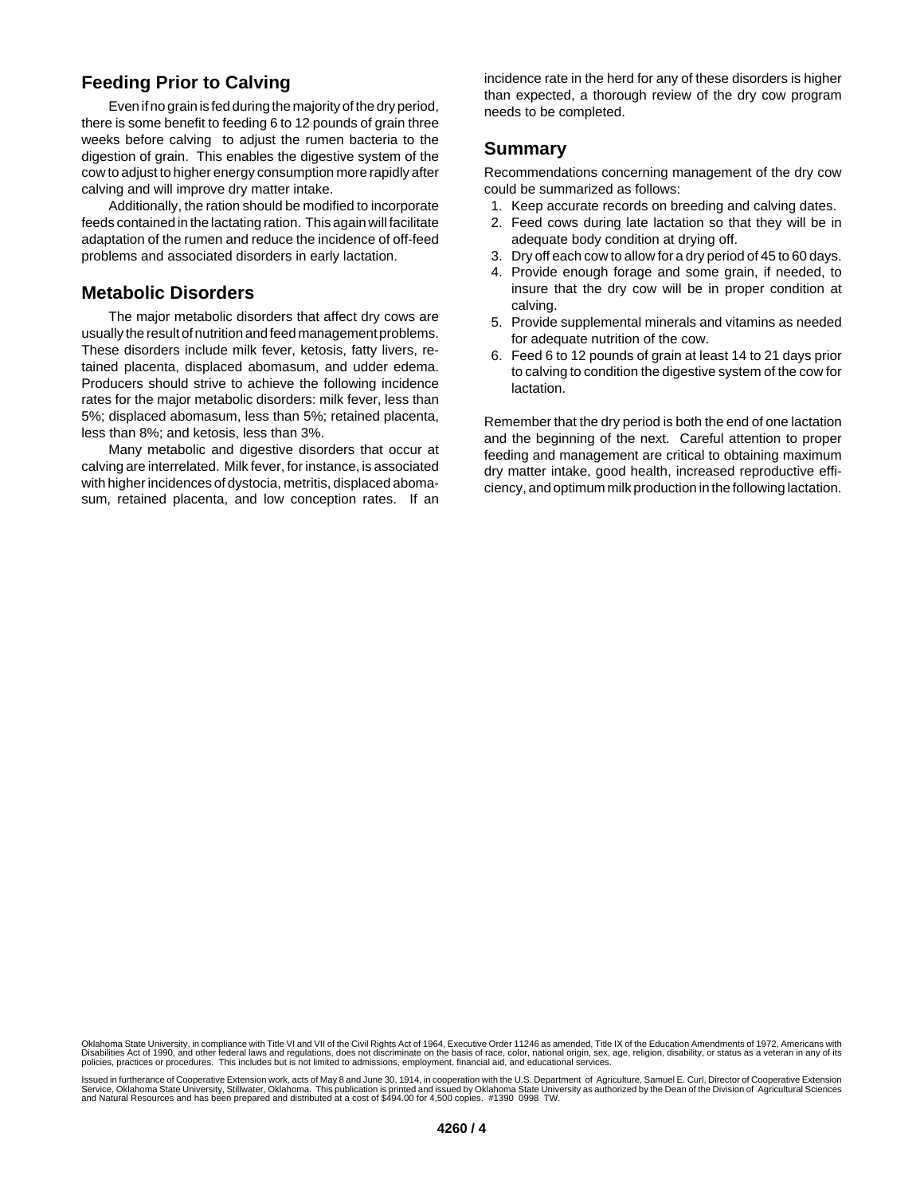## Feeding Prior to Calving

Even if no grain is fed during the majority of the dry period, there is some benefit to feeding 6 to 12 pounds of grain three weeks before calving to adjust the rumen bacteria to the digestion of grain. This enables the digestive system of the cow to adjust to higher energy consumption more rapidly after calving and will improve dry matter intake.

Additionally, the ration should be modified to incorporate feeds contained in the lactating ration. This again will facilitate adaptation of the rumen and reduce the incidence of off-feed problems and associated disorders in early lactation.

## Metabolic Disorders

The major metabolic disorders that affect dry cows are usually the result of nutrition and feed management problems. These disorders include milk fever, ketosis, fatty livers, retained placenta, displaced abomasum, and udder edema. Producers should strive to achieve the following incidence rates for the major metabolic disorders: milk fever, less than 5%; displaced abomasum, less than 5%; retained placenta, less than 8%; and ketosis, less than 3%.

Many metabolic and digestive disorders that occur at calving are interrelated. Milk fever, for instance, is associated with higher incidences of dystocia, metritis, displaced abomasum, retained placenta, and low conception rates. If an incidence rate in the herd for any of these disorders is higher than expected, a thorough review of the dry cow program needs to be completed.

## Summary

Recommendations concerning management of the dry cow could be summarized as follows:

1. Keep accurate records on breeding and calving dates.
2. Feed cows during late lactation so that they will be in adequate body condition at drying off.
3. Dry off each cow to allow for a dry period of 45 to 60 days.
4. Provide enough forage and some grain, if needed, to insure that the dry cow will be in proper condition at calving.
5. Provide supplemental minerals and vitamins as needed for adequate nutrition of the cow.
6. Feed 6 to 12 pounds of grain at least 14 to 21 days prior to calving to condition the digestive system of the cow for lactation.

Remember that the dry period is both the end of one lactation and the beginning of the next. Careful attention to proper feeding and management are critical to obtaining maximum dry matter intake, good health, increased reproductive efficiency, and optimum milk production in the following lactation.

Oklahoma State University, in compliance with Title VI and VII of the Civil Rights Act of 1964, Executive Order 11246 as amended, Title IX of the Education Amendments of 1972, Americans with Disabilities Act of 1990, and other federal laws and regulations, does not discriminate on the basis of race, color, national origin, sex, age, religion, disability, or status as a veteran in any of its policies, practices or procedures. This includes but is not limited to admissions, employment, financial aid, and educational services.

Issued in furtherance of Cooperative Extension work, acts of May 8 and June 30, 1914, in cooperation with the U.S. Department of Agriculture, Samuel E. Curl, Director of Cooperative Extension Service, Oklahoma State University, Stillwater, Oklahoma. This publication is printed and issued by Oklahoma State University as authorized by the Dean of the Division of Agricultural Sciences and Natural Resources and has been prepared and distributed at a cost of $494.00 for 4,500 copies. #1390 0998 TW.